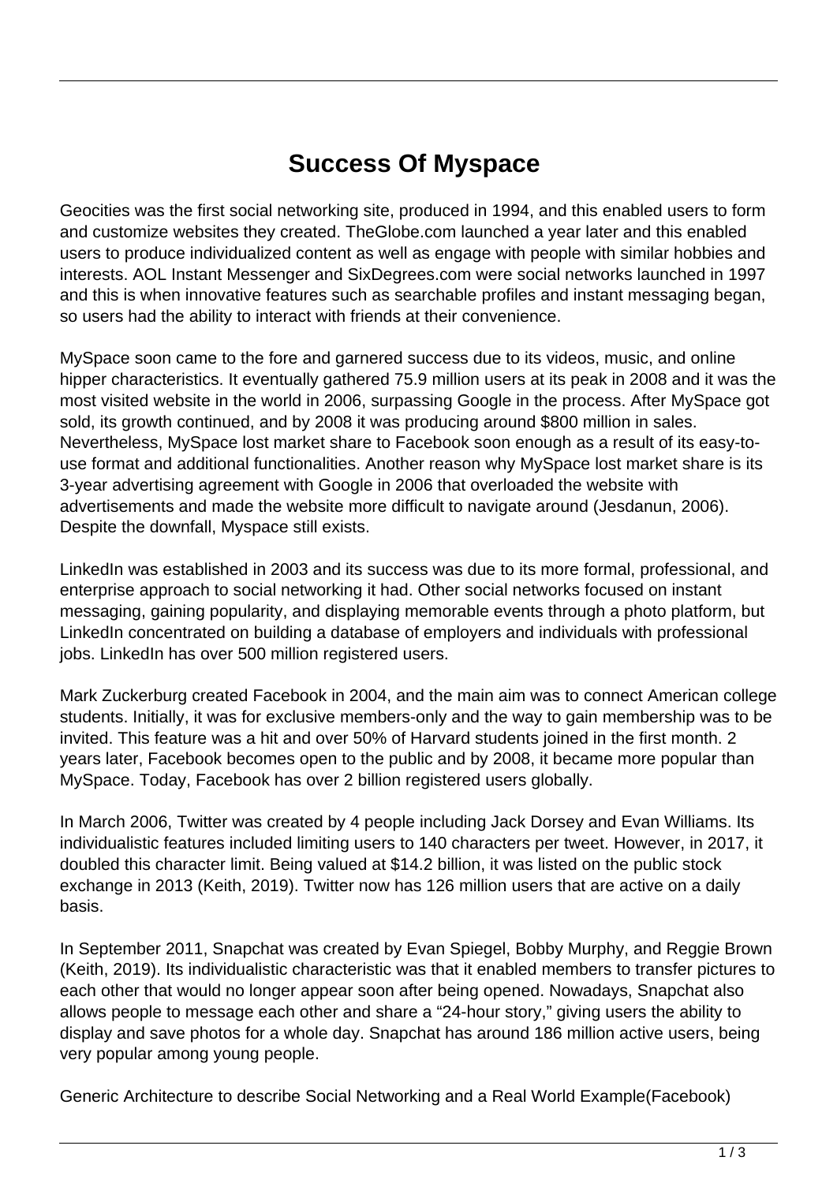# Success Of Myspace

Geocities was the first social networking site, produced in 1994, and this enabled users to form and customize websites they created. TheGlobe.com launched a year later and this enabled users to produce individualized content as well as engage with people with similar hobbies and interests. AOL Instant Messenger and SixDegrees.com were social networks launched in 1997 and this is when innovative features such as searchable profiles and instant messaging began, so users had the ability to interact with friends at their convenience.

MySpace soon came to the fore and garnered success due to its videos, music, and online hipper characteristics. It eventually gathered 75.9 million users at its peak in 2008 and it was the most visited website in the world in 2006, surpassing Google in the process. After MySpace got sold, its growth continued, and by 2008 it was producing around $800 million in sales. Nevertheless, MySpace lost market share to Facebook soon enough as a result of its easy-to-use format and additional functionalities. Another reason why MySpace lost market share is its 3-year advertising agreement with Google in 2006 that overloaded the website with advertisements and made the website more difficult to navigate around (Jesdanun, 2006). Despite the downfall, Myspace still exists.

LinkedIn was established in 2003 and its success was due to its more formal, professional, and enterprise approach to social networking it had. Other social networks focused on instant messaging, gaining popularity, and displaying memorable events through a photo platform, but LinkedIn concentrated on building a database of employers and individuals with professional jobs. LinkedIn has over 500 million registered users.

Mark Zuckerburg created Facebook in 2004, and the main aim was to connect American college students. Initially, it was for exclusive members-only and the way to gain membership was to be invited. This feature was a hit and over 50% of Harvard students joined in the first month. 2 years later, Facebook becomes open to the public and by 2008, it became more popular than MySpace. Today, Facebook has over 2 billion registered users globally.

In March 2006, Twitter was created by 4 people including Jack Dorsey and Evan Williams. Its individualistic features included limiting users to 140 characters per tweet. However, in 2017, it doubled this character limit. Being valued at $14.2 billion, it was listed on the public stock exchange in 2013 (Keith, 2019). Twitter now has 126 million users that are active on a daily basis.

In September 2011, Snapchat was created by Evan Spiegel, Bobby Murphy, and Reggie Brown (Keith, 2019). Its individualistic characteristic was that it enabled members to transfer pictures to each other that would no longer appear soon after being opened. Nowadays, Snapchat also allows people to message each other and share a "24-hour story," giving users the ability to display and save photos for a whole day. Snapchat has around 186 million active users, being very popular among young people.

Generic Architecture to describe Social Networking and a Real World Example(Facebook)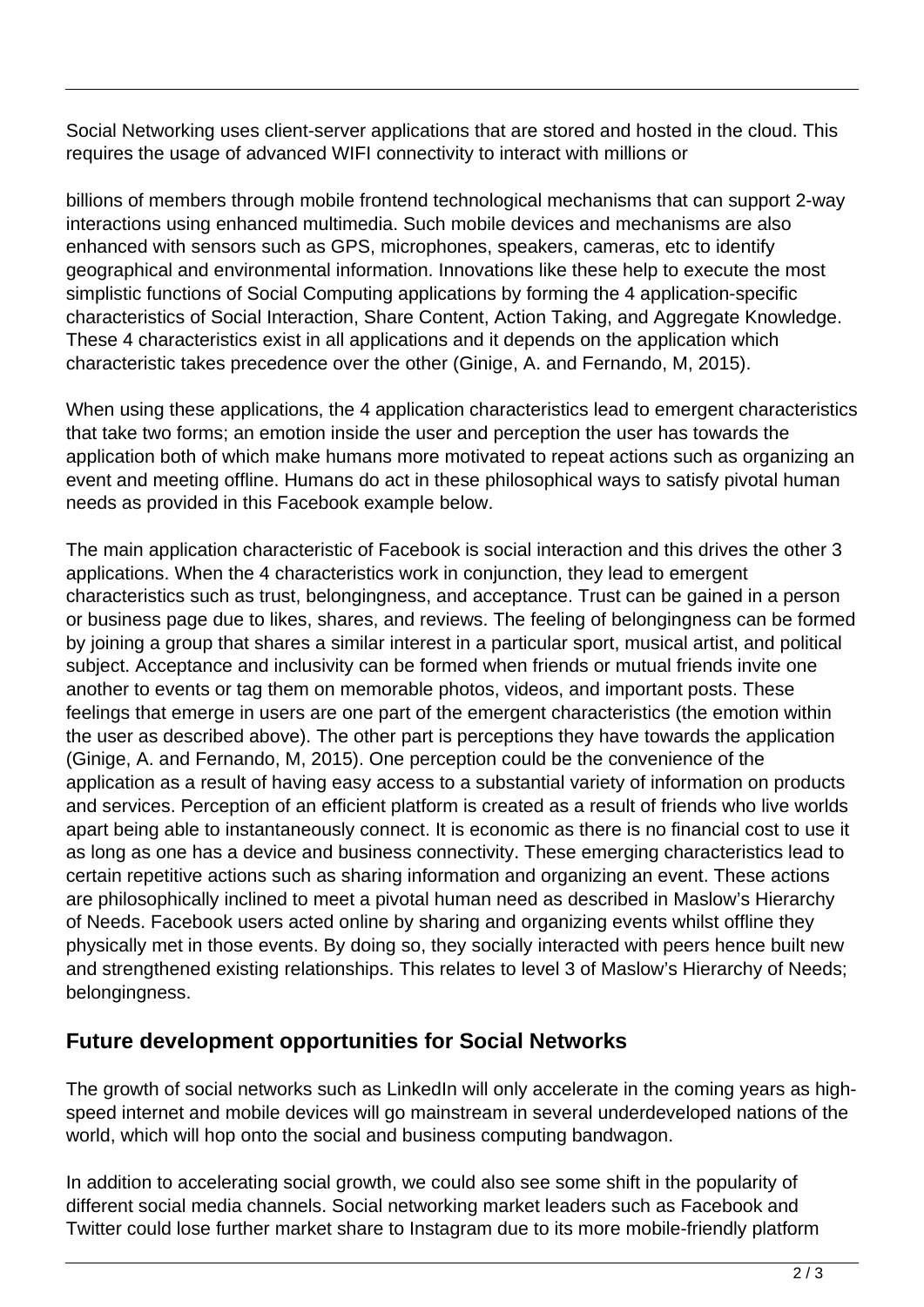Social Networking uses client-server applications that are stored and hosted in the cloud. This requires the usage of advanced WIFI connectivity to interact with millions or

billions of members through mobile frontend technological mechanisms that can support 2-way interactions using enhanced multimedia. Such mobile devices and mechanisms are also enhanced with sensors such as GPS, microphones, speakers, cameras, etc to identify geographical and environmental information. Innovations like these help to execute the most simplistic functions of Social Computing applications by forming the 4 application-specific characteristics of Social Interaction, Share Content, Action Taking, and Aggregate Knowledge. These 4 characteristics exist in all applications and it depends on the application which characteristic takes precedence over the other (Ginige, A. and Fernando, M, 2015).

When using these applications, the 4 application characteristics lead to emergent characteristics that take two forms; an emotion inside the user and perception the user has towards the application both of which make humans more motivated to repeat actions such as organizing an event and meeting offline. Humans do act in these philosophical ways to satisfy pivotal human needs as provided in this Facebook example below.

The main application characteristic of Facebook is social interaction and this drives the other 3 applications. When the 4 characteristics work in conjunction, they lead to emergent characteristics such as trust, belongingness, and acceptance. Trust can be gained in a person or business page due to likes, shares, and reviews. The feeling of belongingness can be formed by joining a group that shares a similar interest in a particular sport, musical artist, and political subject. Acceptance and inclusivity can be formed when friends or mutual friends invite one another to events or tag them on memorable photos, videos, and important posts. These feelings that emerge in users are one part of the emergent characteristics (the emotion within the user as described above). The other part is perceptions they have towards the application (Ginige, A. and Fernando, M, 2015). One perception could be the convenience of the application as a result of having easy access to a substantial variety of information on products and services. Perception of an efficient platform is created as a result of friends who live worlds apart being able to instantaneously connect. It is economic as there is no financial cost to use it as long as one has a device and business connectivity. These emerging characteristics lead to certain repetitive actions such as sharing information and organizing an event. These actions are philosophically inclined to meet a pivotal human need as described in Maslow's Hierarchy of Needs. Facebook users acted online by sharing and organizing events whilst offline they physically met in those events. By doing so, they socially interacted with peers hence built new and strengthened existing relationships. This relates to level 3 of Maslow's Hierarchy of Needs; belongingness.

## Future development opportunities for Social Networks

The growth of social networks such as LinkedIn will only accelerate in the coming years as high-speed internet and mobile devices will go mainstream in several underdeveloped nations of the world, which will hop onto the social and business computing bandwagon.

In addition to accelerating social growth, we could also see some shift in the popularity of different social media channels. Social networking market leaders such as Facebook and Twitter could lose further market share to Instagram due to its more mobile-friendly platform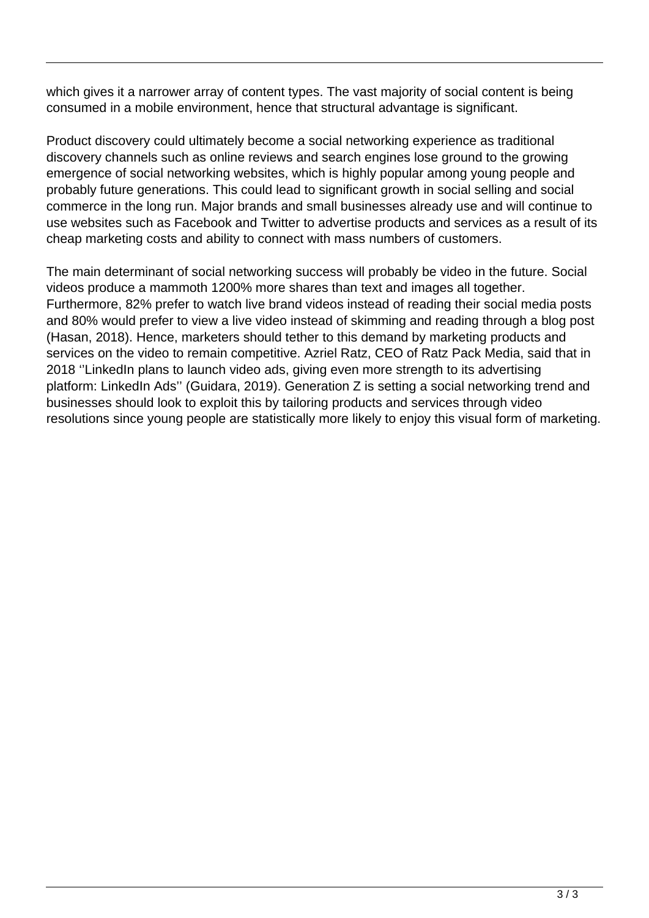which gives it a narrower array of content types. The vast majority of social content is being consumed in a mobile environment, hence that structural advantage is significant.

Product discovery could ultimately become a social networking experience as traditional discovery channels such as online reviews and search engines lose ground to the growing emergence of social networking websites, which is highly popular among young people and probably future generations. This could lead to significant growth in social selling and social commerce in the long run. Major brands and small businesses already use and will continue to use websites such as Facebook and Twitter to advertise products and services as a result of its cheap marketing costs and ability to connect with mass numbers of customers.

The main determinant of social networking success will probably be video in the future. Social videos produce a mammoth 1200% more shares than text and images all together. Furthermore, 82% prefer to watch live brand videos instead of reading their social media posts and 80% would prefer to view a live video instead of skimming and reading through a blog post (Hasan, 2018). Hence, marketers should tether to this demand by marketing products and services on the video to remain competitive. Azriel Ratz, CEO of Ratz Pack Media, said that in 2018 ''LinkedIn plans to launch video ads, giving even more strength to its advertising platform: LinkedIn Ads'' (Guidara, 2019). Generation Z is setting a social networking trend and businesses should look to exploit this by tailoring products and services through video resolutions since young people are statistically more likely to enjoy this visual form of marketing.